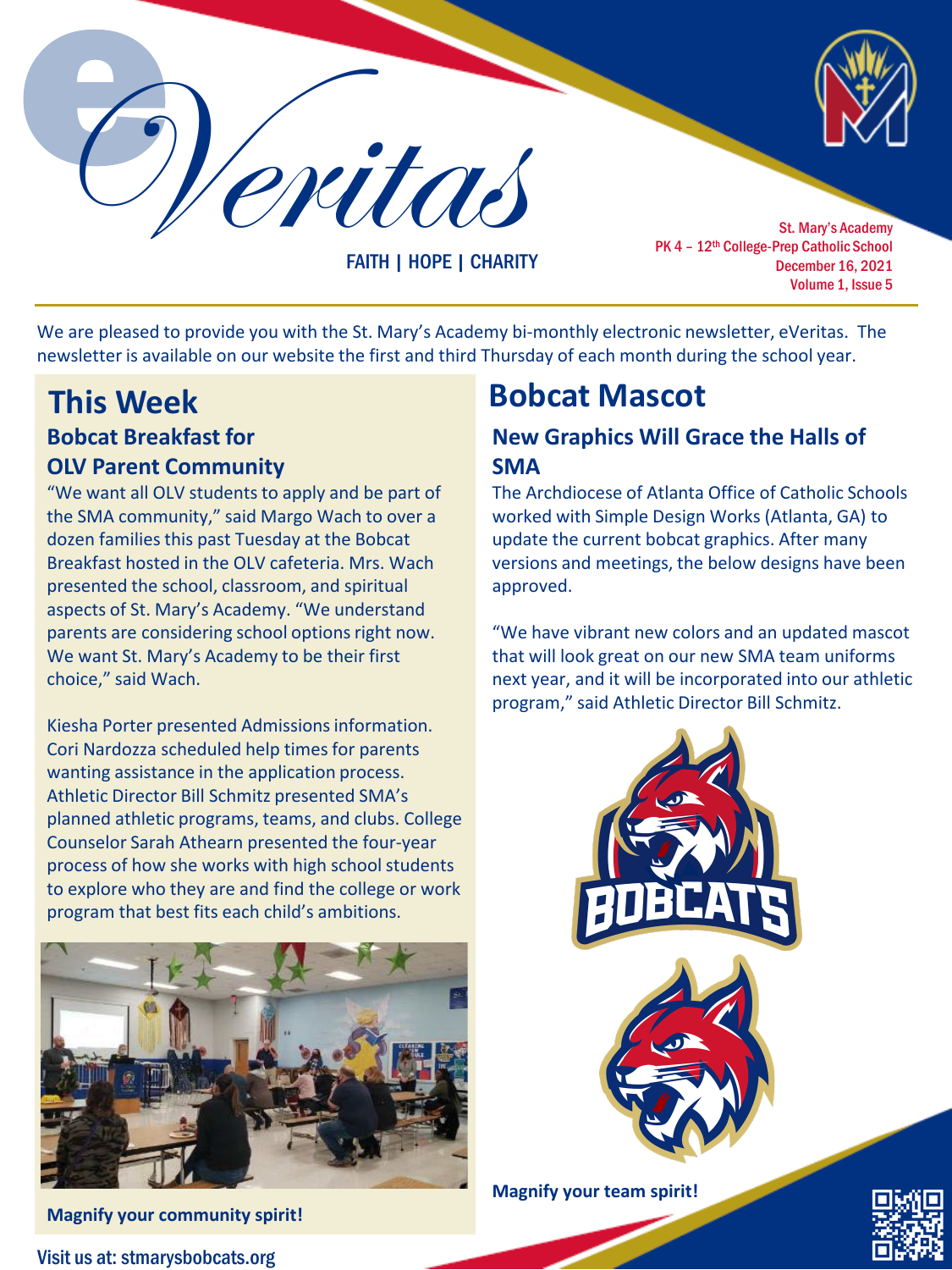# eVeritas

FAITH | HOPE | CHARITY

St. Mary's Academy
PK 4 – 12th College-Prep Catholic School
December 16, 2021
Volume 1, Issue 5

We are pleased to provide you with the St. Mary's Academy bi-monthly electronic newsletter, eVeritas. The newsletter is available on our website the first and third Thursday of each month during the school year.

## This Week

### Bobcat Breakfast for OLV Parent Community

"We want all OLV students to apply and be part of the SMA community," said Margo Wach to over a dozen families this past Tuesday at the Bobcat Breakfast hosted in the OLV cafeteria. Mrs. Wach presented the school, classroom, and spiritual aspects of St. Mary's Academy. "We understand parents are considering school options right now. We want St. Mary's Academy to be their first choice," said Wach.

Kiesha Porter presented Admissions information. Cori Nardozza scheduled help times for parents wanting assistance in the application process. Athletic Director Bill Schmitz presented SMA's planned athletic programs, teams, and clubs. College Counselor Sarah Athearn presented the four-year process of how she works with high school students to explore who they are and find the college or work program that best fits each child's ambitions.

**Magnify your community spirit!**

## Bobcat Mascot

### New Graphics Will Grace the Halls of SMA

The Archdiocese of Atlanta Office of Catholic Schools worked with Simple Design Works (Atlanta, GA) to update the current bobcat graphics. After many versions and meetings, the below designs have been approved.

"We have vibrant new colors and an updated mascot that will look great on our new SMA team uniforms next year, and it will be incorporated into our athletic program," said Athletic Director Bill Schmitz.

**Magnify your team spirit!**

Visit us at: stmarysbobcats.org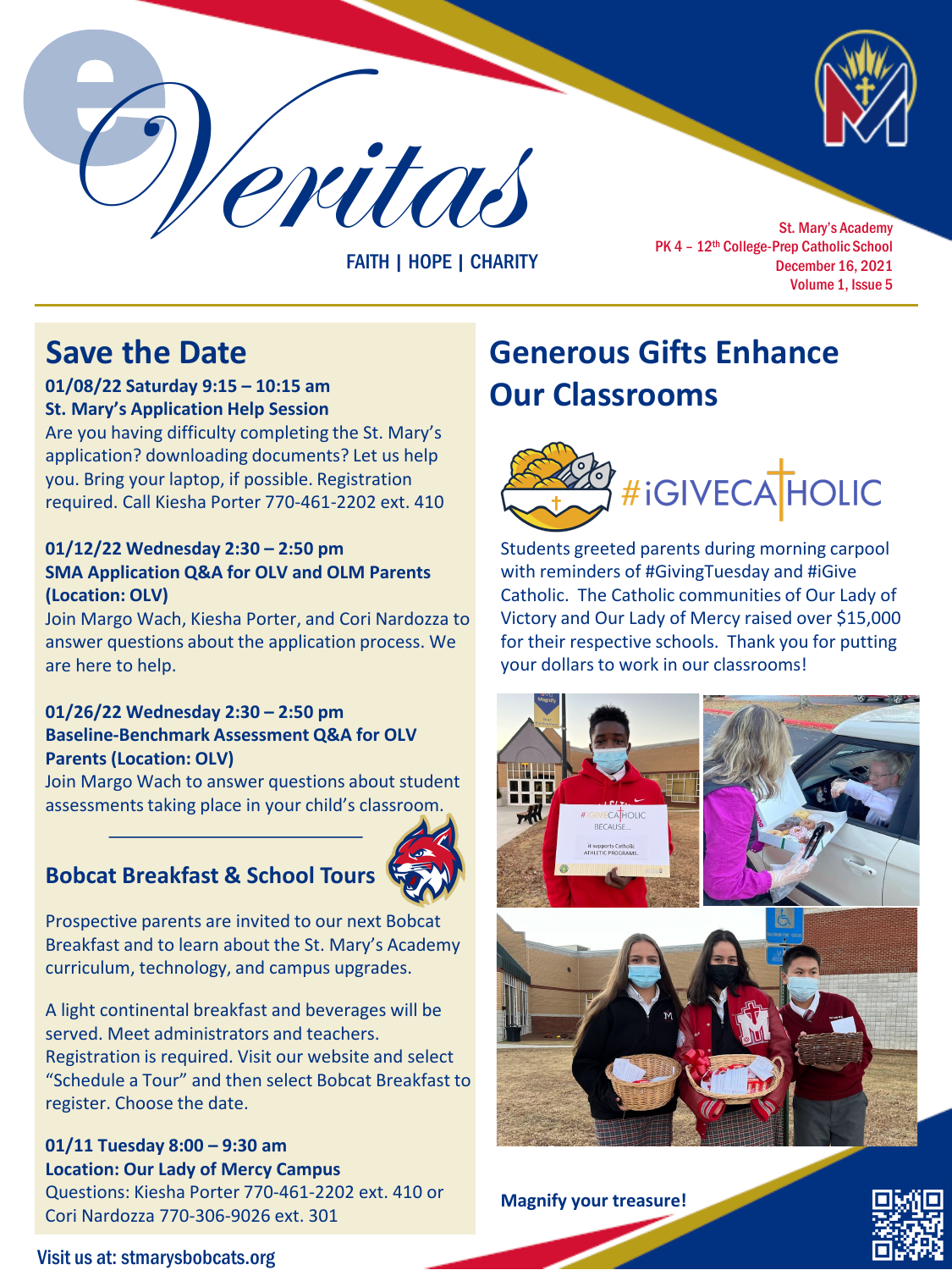# eVeritas

FAITH | HOPE | CHARITY

St. Mary's Academy
PK 4 – 12th College-Prep Catholic School
December 16, 2021
Volume 1, Issue 5

## Save the Date

**01/08/22 Saturday 9:15 – 10:15 am**
**St. Mary's Application Help Session**
Are you having difficulty completing the St. Mary's application? downloading documents? Let us help you. Bring your laptop, if possible. Registration required. Call Kiesha Porter 770-461-2202 ext. 410

**01/12/22 Wednesday 2:30 – 2:50 pm**
**SMA Application Q&A for OLV and OLM Parents (Location: OLV)**
Join Margo Wach, Kiesha Porter, and Cori Nardozza to answer questions about the application process. We are here to help.

**01/26/22 Wednesday 2:30 – 2:50 pm**
**Baseline-Benchmark Assessment Q&A for OLV Parents (Location: OLV)**
Join Margo Wach to answer questions about student assessments taking place in your child's classroom.

### Bobcat Breakfast & School Tours

Prospective parents are invited to our next Bobcat Breakfast and to learn about the St. Mary's Academy curriculum, technology, and campus upgrades.

A light continental breakfast and beverages will be served. Meet administrators and teachers. Registration is required. Visit our website and select "Schedule a Tour" and then select Bobcat Breakfast to register. Choose the date.

**01/11 Tuesday 8:00 – 9:30 am**
**Location: Our Lady of Mercy Campus**
Questions: Kiesha Porter 770-461-2202 ext. 410 or Cori Nardozza 770-306-9026 ext. 301

## Generous Gifts Enhance Our Classrooms

#iGIVECATHOLIC

Students greeted parents during morning carpool with reminders of #GivingTuesday and #iGive Catholic. The Catholic communities of Our Lady of Victory and Our Lady of Mercy raised over $15,000 for their respective schools. Thank you for putting your dollars to work in our classrooms!

**Magnify your treasure!**

Visit us at: stmarysbobcats.org